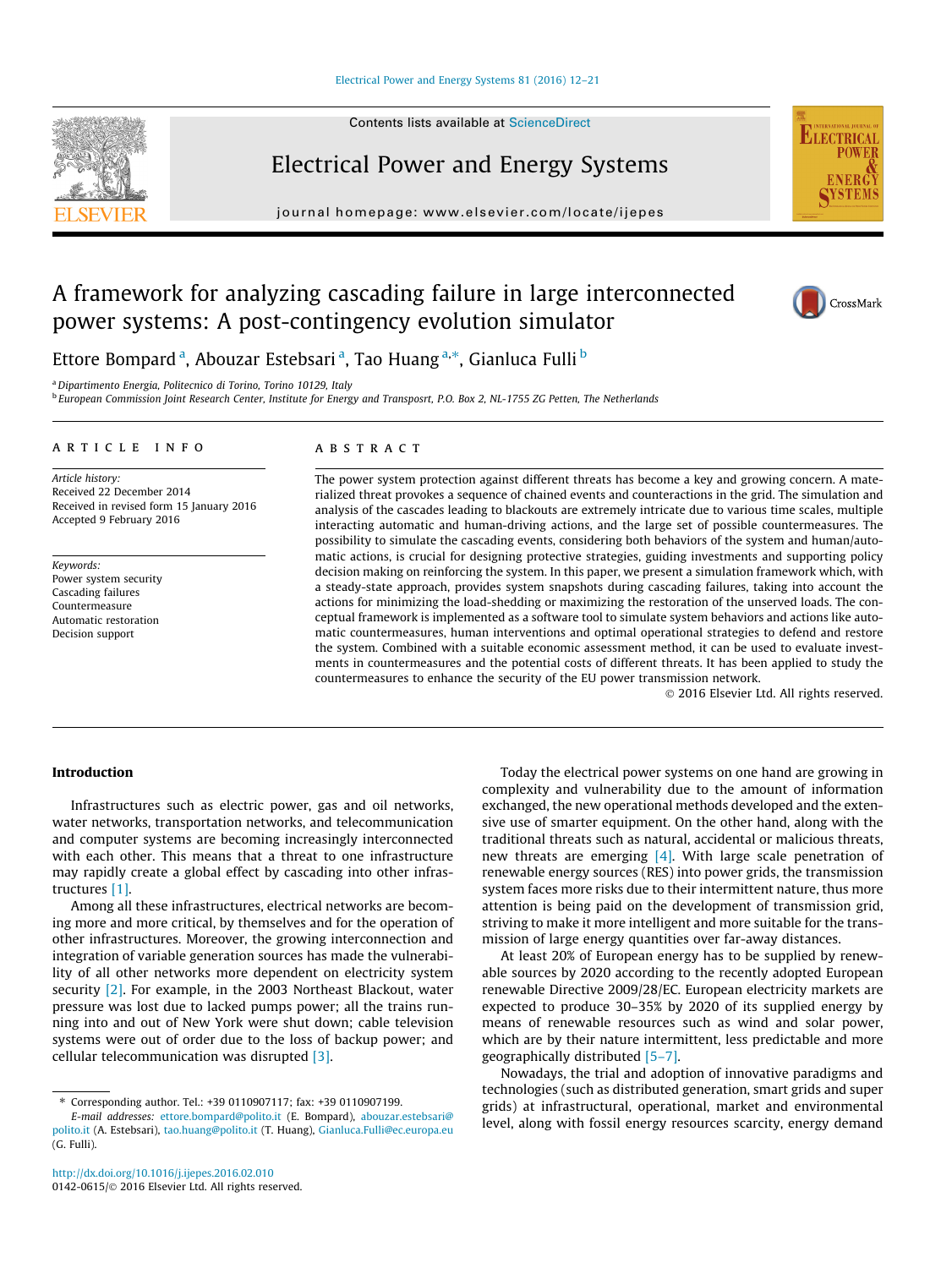# A framework for analyzing cascading failure in large interconnected power systems: A post-contingency evolution simulator

Ettore Bompard [a], Abouzar Estebsari [a], Tao Huang [a,*], Gianluca Fulli [b]

[a] Dipartimento Energia, Politecnico di Torino, Torino 10129, Italy

[b] European Commission Joint Research Center, Institute for Energy and Transposrt, P.O. Box 2, NL-1755 ZG Petten, The Netherlands

## ARTICLE INFO

*Article history:*
Received 22 December 2014
Received in revised form 15 January 2016
Accepted 9 February 2016

*Keywords:*
Power system security
Cascading failures
Countermeasure
Automatic restoration
Decision support

## ABSTRACT

The power system protection against different threats has become a key and growing concern. A materialized threat provokes a sequence of chained events and counteractions in the grid. The simulation and analysis of the cascades leading to blackouts are extremely intricate due to various time scales, multiple interacting automatic and human-driving actions, and the large set of possible countermeasures. The possibility to simulate the cascading events, considering both behaviors of the system and human/automatic actions, is crucial for designing protective strategies, guiding investments and supporting policy decision making on reinforcing the system. In this paper, we present a simulation framework which, with a steady-state approach, provides system snapshots during cascading failures, taking into account the actions for minimizing the load-shedding or maximizing the restoration of the unserved loads. The conceptual framework is implemented as a software tool to simulate system behaviors and actions like automatic countermeasures, human interventions and optimal operational strategies to defend and restore the system. Combined with a suitable economic assessment method, it can be used to evaluate investments in countermeasures and the potential costs of different threats. It has been applied to study the countermeasures to enhance the security of the EU power transmission network.

© 2016 Elsevier Ltd. All rights reserved.

## Introduction

Infrastructures such as electric power, gas and oil networks, water networks, transportation networks, and telecommunication and computer systems are becoming increasingly interconnected with each other. This means that a threat to one infrastructure may rapidly create a global effect by cascading into other infrastructures [1].

Among all these infrastructures, electrical networks are becoming more and more critical, by themselves and for the operation of other infrastructures. Moreover, the growing interconnection and integration of variable generation sources has made the vulnerability of all other networks more dependent on electricity system security [2]. For example, in the 2003 Northeast Blackout, water pressure was lost due to lacked pumps power; all the trains running into and out of New York were shut down; cable television systems were out of order due to the loss of backup power; and cellular telecommunication was disrupted [3].

Today the electrical power systems on one hand are growing in complexity and vulnerability due to the amount of information exchanged, the new operational methods developed and the extensive use of smarter equipment. On the other hand, along with the traditional threats such as natural, accidental or malicious threats, new threats are emerging [4]. With large scale penetration of renewable energy sources (RES) into power grids, the transmission system faces more risks due to their intermittent nature, thus more attention is being paid on the development of transmission grid, striving to make it more intelligent and more suitable for the transmission of large energy quantities over far-away distances.

At least 20% of European energy has to be supplied by renewable sources by 2020 according to the recently adopted European renewable Directive 2009/28/EC. European electricity markets are expected to produce 30–35% by 2020 of its supplied energy by means of renewable resources such as wind and solar power, which are by their nature intermittent, less predictable and more geographically distributed [5–7].

Nowadays, the trial and adoption of innovative paradigms and technologies (such as distributed generation, smart grids and super grids) at infrastructural, operational, market and environmental level, along with fossil energy resources scarcity, energy demand

---

* Corresponding author. Tel.: +39 0110907117; fax: +39 0110907199.
*E-mail addresses:* ettore.bompard@polito.it (E. Bompard), abouzar.estebsari@polito.it (A. Estebsari), tao.huang@polito.it (T. Huang), Gianluca.Fulli@ec.europa.eu (G. Fulli).

http://dx.doi.org/10.1016/j.ijepes.2016.02.010
0142-0615/© 2016 Elsevier Ltd. All rights reserved.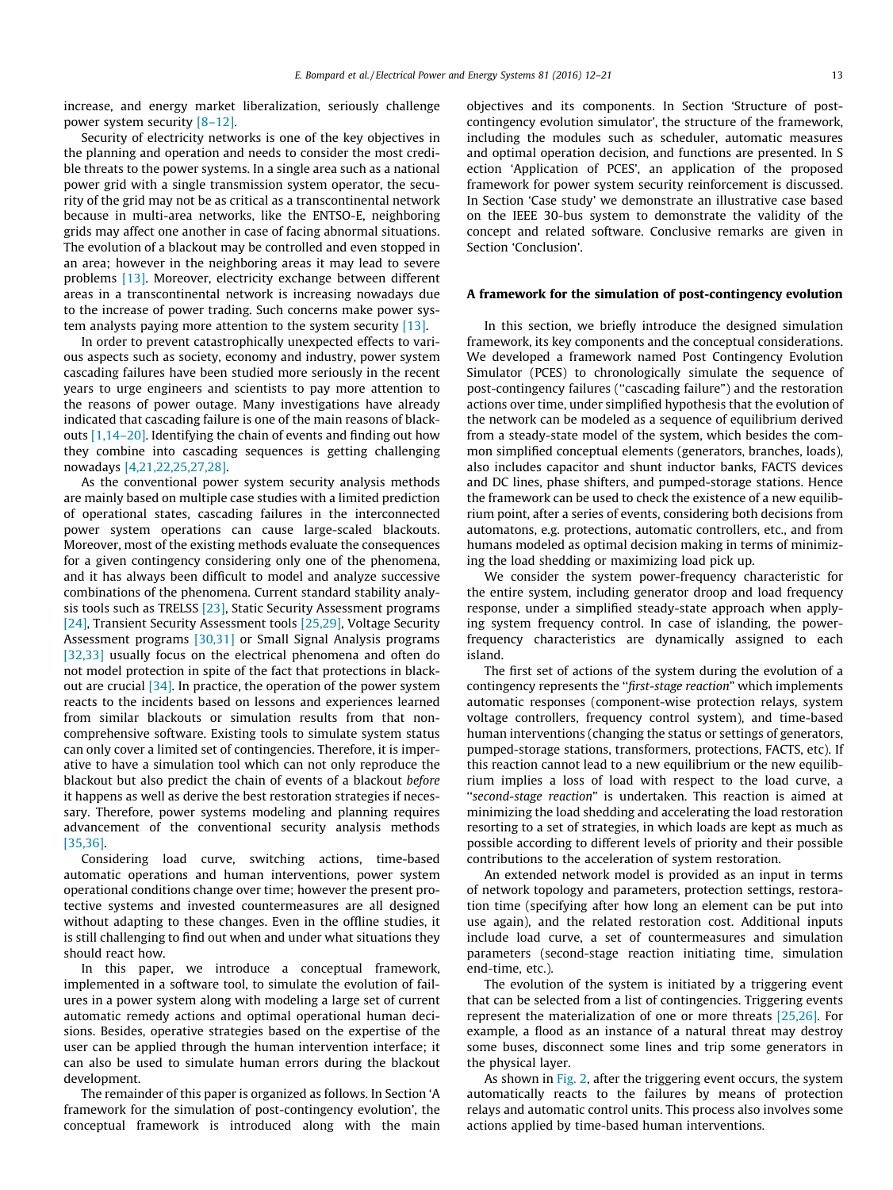increase, and energy market liberalization, seriously challenge power system security [8–12].

Security of electricity networks is one of the key objectives in the planning and operation and needs to consider the most credible threats to the power systems. In a single area such as a national power grid with a single transmission system operator, the security of the grid may not be as critical as a transcontinental network because in multi-area networks, like the ENTSO-E, neighboring grids may affect one another in case of facing abnormal situations. The evolution of a blackout may be controlled and even stopped in an area; however in the neighboring areas it may lead to severe problems [13]. Moreover, electricity exchange between different areas in a transcontinental network is increasing nowadays due to the increase of power trading. Such concerns make power system analysts paying more attention to the system security [13].

In order to prevent catastrophically unexpected effects to various aspects such as society, economy and industry, power system cascading failures have been studied more seriously in the recent years to urge engineers and scientists to pay more attention to the reasons of power outage. Many investigations have already indicated that cascading failure is one of the main reasons of blackouts [1,14–20]. Identifying the chain of events and finding out how they combine into cascading sequences is getting challenging nowadays [4,21,22,25,27,28].

As the conventional power system security analysis methods are mainly based on multiple case studies with a limited prediction of operational states, cascading failures in the interconnected power system operations can cause large-scaled blackouts. Moreover, most of the existing methods evaluate the consequences for a given contingency considering only one of the phenomena, and it has always been difficult to model and analyze successive combinations of the phenomena. Current standard stability analysis tools such as TRELSS [23], Static Security Assessment programs [24], Transient Security Assessment tools [25,29], Voltage Security Assessment programs [30,31] or Small Signal Analysis programs [32,33] usually focus on the electrical phenomena and often do not model protection in spite of the fact that protections in blackout are crucial [34]. In practice, the operation of the power system reacts to the incidents based on lessons and experiences learned from similar blackouts or simulation results from that non-comprehensive software. Existing tools to simulate system status can only cover a limited set of contingencies. Therefore, it is imperative to have a simulation tool which can not only reproduce the blackout but also predict the chain of events of a blackout *before* it happens as well as derive the best restoration strategies if necessary. Therefore, power systems modeling and planning requires advancement of the conventional security analysis methods [35,36].

Considering load curve, switching actions, time-based automatic operations and human interventions, power system operational conditions change over time; however the present protective systems and invested countermeasures are all designed without adapting to these changes. Even in the offline studies, it is still challenging to find out when and under what situations they should react how.

In this paper, we introduce a conceptual framework, implemented in a software tool, to simulate the evolution of failures in a power system along with modeling a large set of current automatic remedy actions and optimal operational human decisions. Besides, operative strategies based on the expertise of the user can be applied through the human intervention interface; it can also be used to simulate human errors during the blackout development.

The remainder of this paper is organized as follows. In Section 'A framework for the simulation of post-contingency evolution', the conceptual framework is introduced along with the main objectives and its components. In Section 'Structure of post-contingency evolution simulator', the structure of the framework, including the modules such as scheduler, automatic measures and optimal operation decision, and functions are presented. In Section 'Application of PCES', an application of the proposed framework for power system security reinforcement is discussed. In Section 'Case study' we demonstrate an illustrative case based on the IEEE 30-bus system to demonstrate the validity of the concept and related software. Conclusive remarks are given in Section 'Conclusion'.

## A framework for the simulation of post-contingency evolution

In this section, we briefly introduce the designed simulation framework, its key components and the conceptual considerations. We developed a framework named Post Contingency Evolution Simulator (PCES) to chronologically simulate the sequence of post-contingency failures ("cascading failure") and the restoration actions over time, under simplified hypothesis that the evolution of the network can be modeled as a sequence of equilibrium derived from a steady-state model of the system, which besides the common simplified conceptual elements (generators, branches, loads), also includes capacitor and shunt inductor banks, FACTS devices and DC lines, phase shifters, and pumped-storage stations. Hence the framework can be used to check the existence of a new equilibrium point, after a series of events, considering both decisions from automatons, e.g. protections, automatic controllers, etc., and from humans modeled as optimal decision making in terms of minimizing the load shedding or maximizing load pick up.

We consider the system power-frequency characteristic for the entire system, including generator droop and load frequency response, under a simplified steady-state approach when applying system frequency control. In case of islanding, the power-frequency characteristics are dynamically assigned to each island.

The first set of actions of the system during the evolution of a contingency represents the "*first-stage reaction*" which implements automatic responses (component-wise protection relays, system voltage controllers, frequency control system), and time-based human interventions (changing the status or settings of generators, pumped-storage stations, transformers, protections, FACTS, etc). If this reaction cannot lead to a new equilibrium or the new equilibrium implies a loss of load with respect to the load curve, a "*second-stage reaction*" is undertaken. This reaction is aimed at minimizing the load shedding and accelerating the load restoration resorting to a set of strategies, in which loads are kept as much as possible according to different levels of priority and their possible contributions to the acceleration of system restoration.

An extended network model is provided as an input in terms of network topology and parameters, protection settings, restoration time (specifying after how long an element can be put into use again), and the related restoration cost. Additional inputs include load curve, a set of countermeasures and simulation parameters (second-stage reaction initiating time, simulation end-time, etc.).

The evolution of the system is initiated by a triggering event that can be selected from a list of contingencies. Triggering events represent the materialization of one or more threats [25,26]. For example, a flood as an instance of a natural threat may destroy some buses, disconnect some lines and trip some generators in the physical layer.

As shown in Fig. 2, after the triggering event occurs, the system automatically reacts to the failures by means of protection relays and automatic control units. This process also involves some actions applied by time-based human interventions.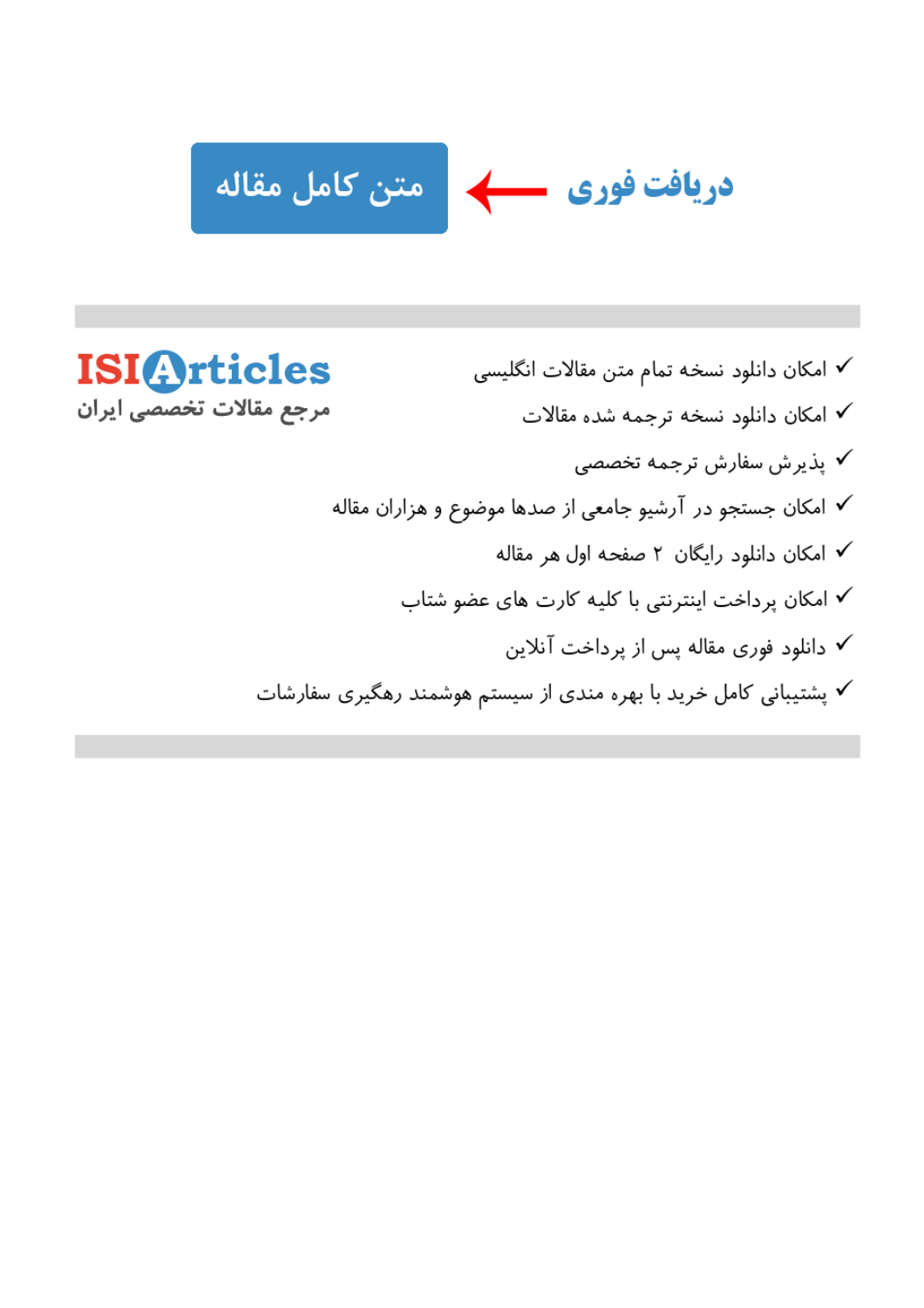دریافت فوری ← **متن کامل مقاله**

**ISIArticles**
مرجع مقالات تخصصی ایران

- ✓ امکان دانلود نسخه تمام متن مقالات انگلیسی
- ✓ امکان دانلود نسخه ترجمه شده مقالات
- ✓ پذیرش سفارش ترجمه تخصصی
- ✓ امکان جستجو در آرشیو جامعی از صدها موضوع و هزاران مقاله
- ✓ امکان دانلود رایگان ۲ صفحه اول هر مقاله
- ✓ امکان پرداخت اینترنتی با کلیه کارت های عضو شتاب
- ✓ دانلود فوری مقاله پس از پرداخت آنلاین
- ✓ پشتیبانی کامل خرید با بهره مندی از سیستم هوشمند رهگیری سفارشات